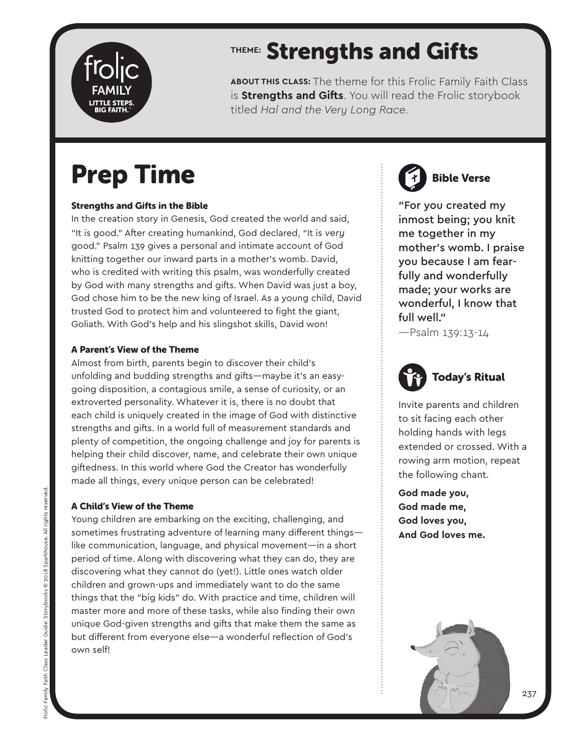frolic FAMILY LITTLE STEPS. BIG FAITH.™

# THEME: Strengths and Gifts

**ABOUT THIS CLASS:** The theme for this Frolic Family Faith Class is **Strengths and Gifts**. You will read the Frolic storybook titled *Hal and the Very Long Race*.

# Prep Time

### Strengths and Gifts in the Bible

In the creation story in Genesis, God created the world and said, "It is good." After creating humankind, God declared, "It is *very* good." Psalm 139 gives a personal and intimate account of God knitting together our inward parts in a mother's womb. David, who is credited with writing this psalm, was wonderfully created by God with many strengths and gifts. When David was just a boy, God chose him to be the new king of Israel. As a young child, David trusted God to protect him and volunteered to fight the giant, Goliath. With God's help and his slingshot skills, David won!

### A Parent's View of the Theme

Almost from birth, parents begin to discover their child's unfolding and budding strengths and gifts—maybe it's an easy-going disposition, a contagious smile, a sense of curiosity, or an extroverted personality. Whatever it is, there is no doubt that each child is uniquely created in the image of God with distinctive strengths and gifts. In a world full of measurement standards and plenty of competition, the ongoing challenge and joy for parents is helping their child discover, name, and celebrate their own unique giftedness. In this world where God the Creator has wonderfully made all things, every unique person can be celebrated!

### A Child's View of the Theme

Young children are embarking on the exciting, challenging, and sometimes frustrating adventure of learning many different things—like communication, language, and physical movement—in a short period of time. Along with discovering what they can do, they are discovering what they cannot do (yet!). Little ones watch older children and grown-ups and immediately want to do the same things that the "big kids" do. With practice and time, children will master more and more of these tasks, while also finding their own unique God-given strengths and gifts that make them the same as but different from everyone else—a wonderful reflection of God's own self!

## Bible Verse

"For you created my inmost being; you knit me together in my mother's womb. I praise you because I am fearfully and wonderfully made; your works are wonderful, I know that full well."
—Psalm 139:13-14

## Today's Ritual

Invite parents and children to sit facing each other holding hands with legs extended or crossed. With a rowing arm motion, repeat the following chant.

**God made you,**
**God made me,**
**God loves you,**
**And God loves me.**

Frolic Family Faith Class Leader Guide: Storybooks © 2018 Sparkhouse. All rights reserved.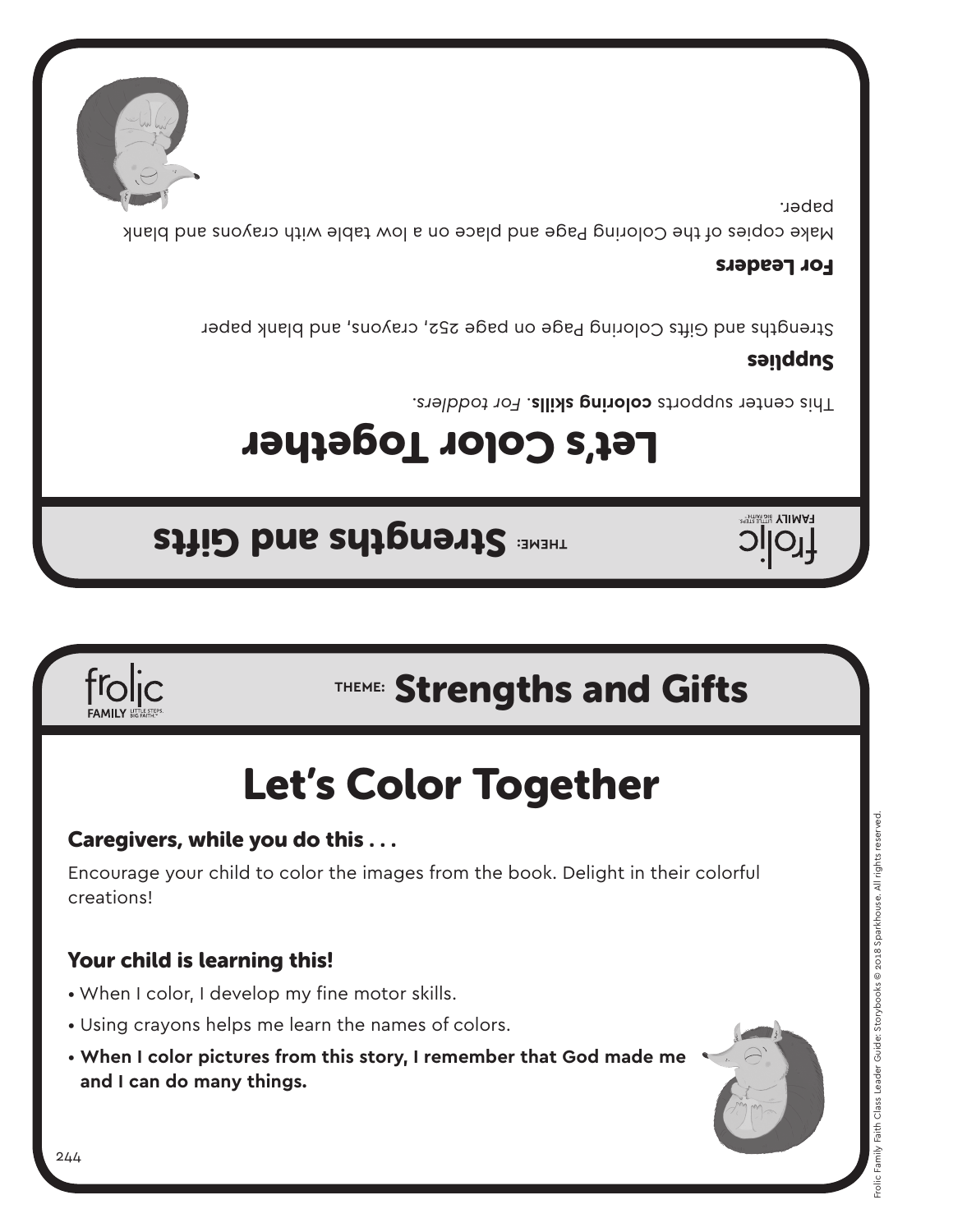THEME: Strengths and Gifts

# Let's Color Together

This center supports **coloring skills**. *For toddlers.*

**Supplies**

Strengths and Gifts Coloring Page on page 252, crayons, and blank paper

**For Leaders**

Make copies of the Coloring Page and place on a low table with crayons and blank paper.

THEME: Strengths and Gifts

# Let's Color Together

## Caregivers, while you do this . . .

Encourage your child to color the images from the book. Delight in their colorful creations!

## Your child is learning this!

- When I color, I develop my fine motor skills.
- Using crayons helps me learn the names of colors.
- **When I color pictures from this story, I remember that God made me and I can do many things.**

Frolic Family Faith Class Leader Guide: Storybooks © 2018 Sparkhouse. All rights reserved.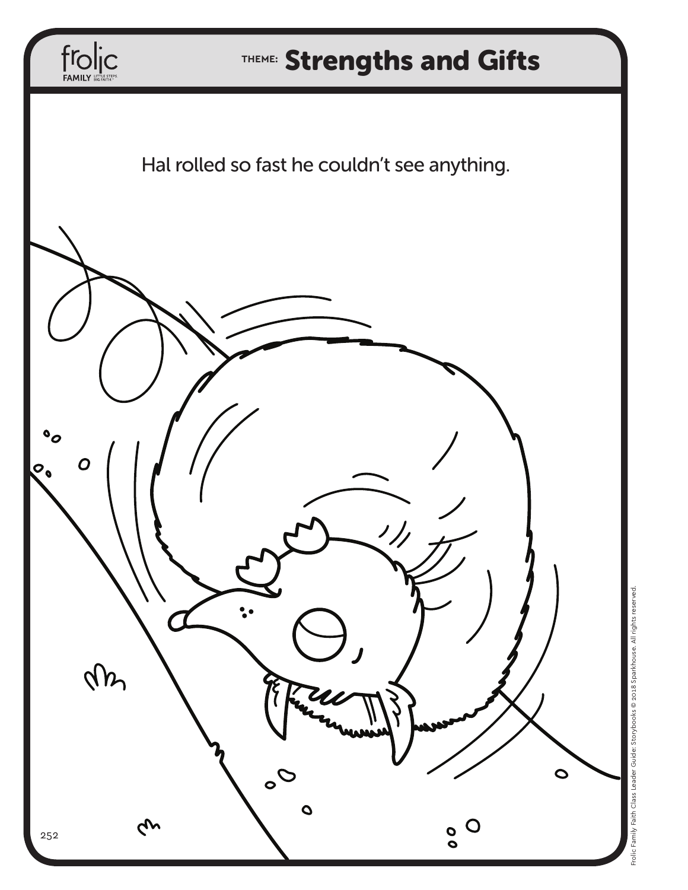# THEME: Strengths and Gifts

Hal rolled so fast he couldn't see anything.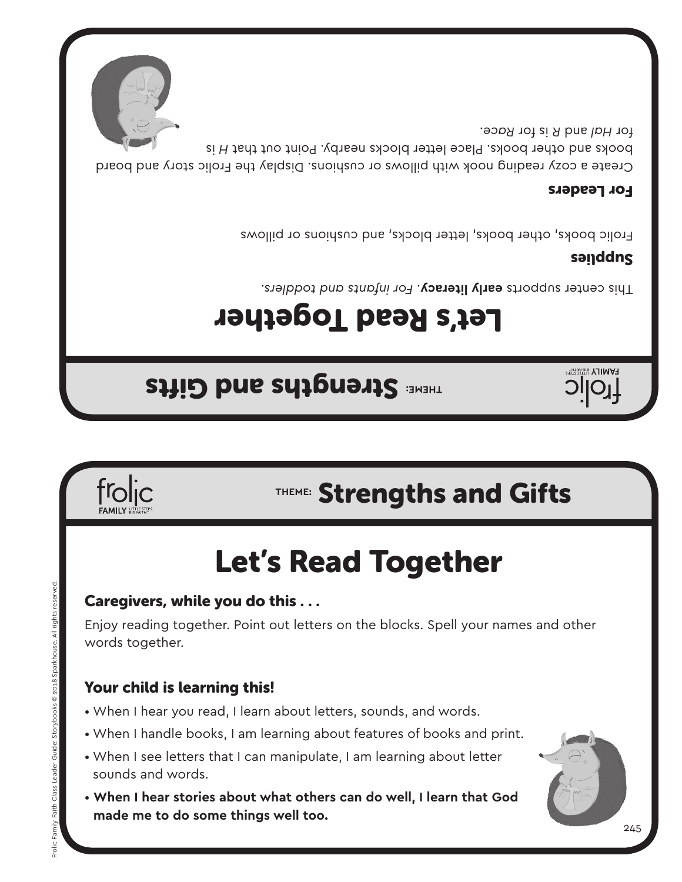frolic FAMILY LITTLE STEPS. BIG FAITH.

THEME: **Strengths and Gifts**

# Let's Read Together

This center supports **early literacy**. *For infants and toddlers.*

## Supplies

Frolic books, other books, letter blocks, and cushions or pillows

## For Leaders

Create a cozy reading nook with pillows or cushions. Display the Frolic story and board books and other books. Place letter blocks nearby. Point out that *H* is for *Hal* and *R* is for *Race*.

---

frolic FAMILY LITTLE STEPS. BIG FAITH.

THEME: **Strengths and Gifts**

# Let's Read Together

## Caregivers, while you do this . . .

Enjoy reading together. Point out letters on the blocks. Spell your names and other words together.

## Your child is learning this!

- When I hear you read, I learn about letters, sounds, and words.
- When I handle books, I am learning about features of books and print.
- When I see letters that I can manipulate, I am learning about letter sounds and words.
- **When I hear stories about what others can do well, I learn that God made me to do some things well too.**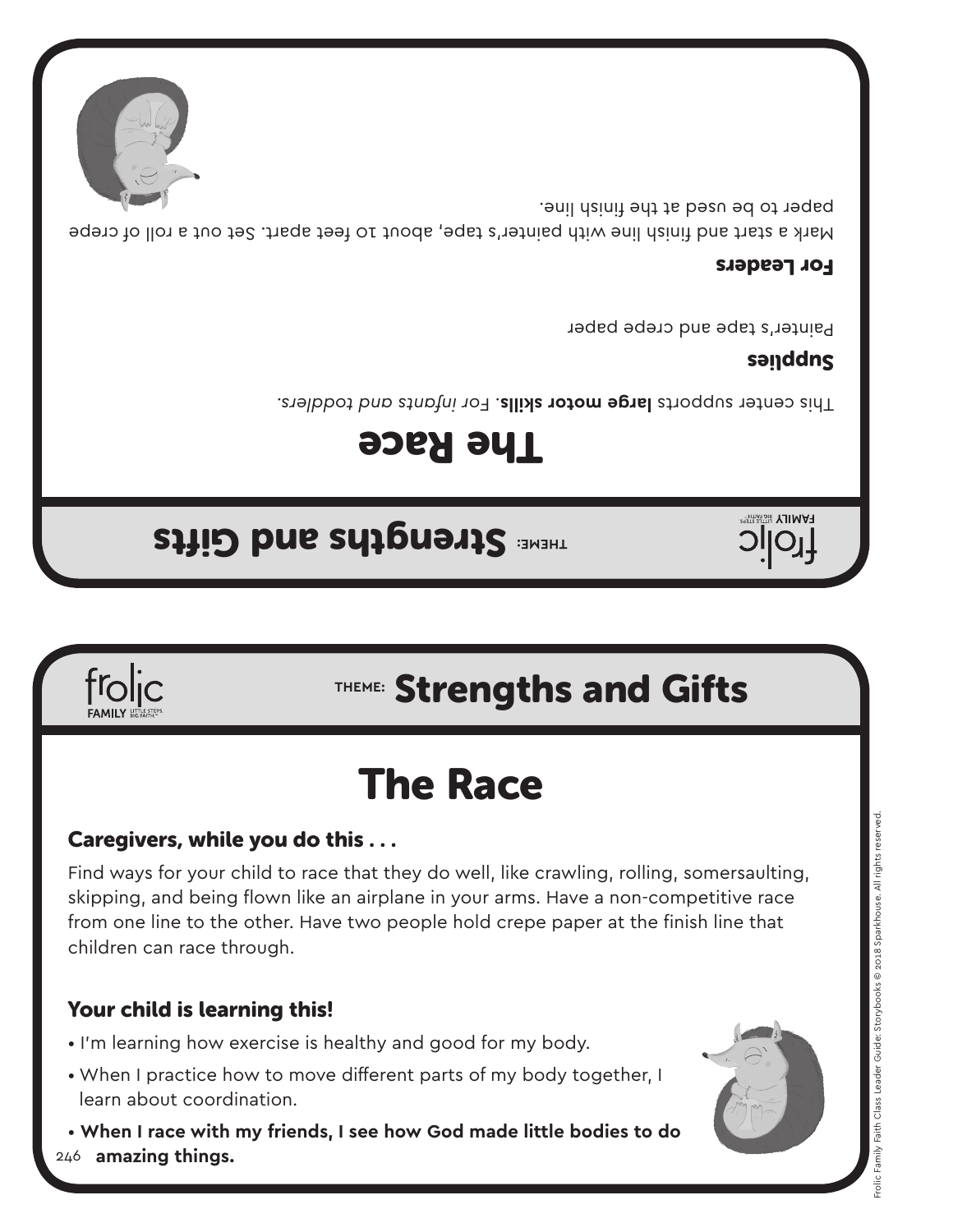**THEME:** Strengths and Gifts

# The Race

This center supports **large motor skills**. *For infants and toddlers.*

**Supplies**

Painter's tape and crepe paper

**For Leaders**

Mark a start and finish line with painter's tape, about 10 feet apart. Set out a roll of crepe paper to be used at the finish line.

**THEME:** Strengths and Gifts

# The Race

## Caregivers, while you do this . . .

Find ways for your child to race that they do well, like crawling, rolling, somersaulting, skipping, and being flown like an airplane in your arms. Have a non-competitive race from one line to the other. Have two people hold crepe paper at the finish line that children can race through.

## Your child is learning this!

- I'm learning how exercise is healthy and good for my body.
- When I practice how to move different parts of my body together, I learn about coordination.
- **When I race with my friends, I see how God made little bodies to do amazing things.**

Frolic Family Faith Class Leader Guide: Storybooks © 2018 Sparkhouse. All rights reserved.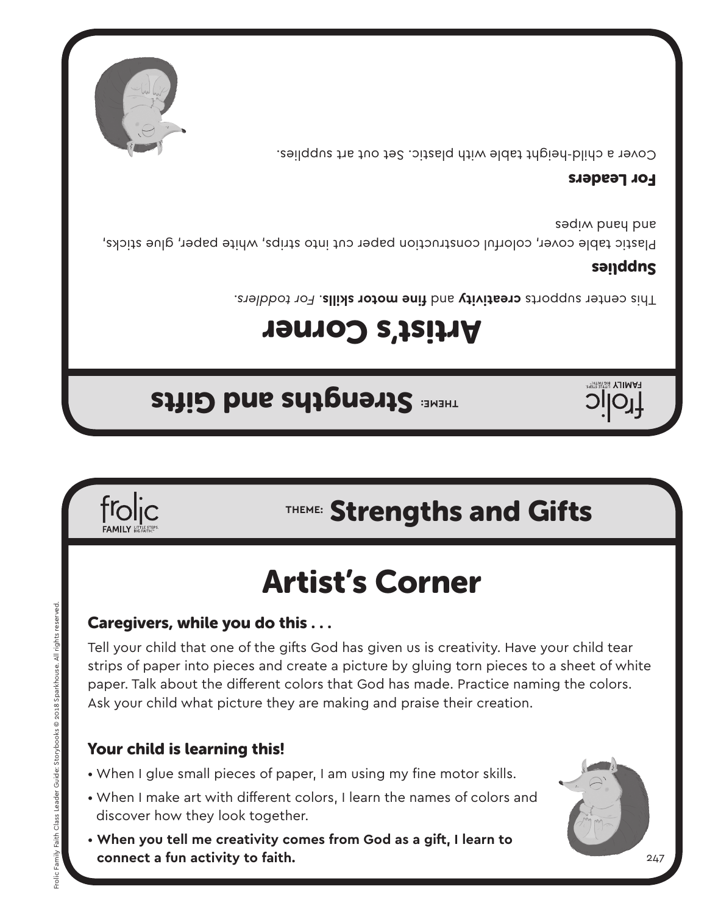frolic FAMILY LITTLE STEPS. BIG FAITH.

THEME: **Strengths and Gifts**

# Artist's Corner

This center supports **creativity** and **fine motor skills**. *For toddlers.*

### Supplies

Plastic table cover, colorful construction paper cut into strips, white paper, glue sticks, and hand wipes

### For Leaders

Cover a child-height table with plastic. Set out art supplies.

---

frolic FAMILY LITTLE STEPS. BIG FAITH.

THEME: **Strengths and Gifts**

# Artist's Corner

### Caregivers, while you do this . . .

Tell your child that one of the gifts God has given us is creativity. Have your child tear strips of paper into pieces and create a picture by gluing torn pieces to a sheet of white paper. Talk about the different colors that God has made. Practice naming the colors. Ask your child what picture they are making and praise their creation.

### Your child is learning this!

- When I glue small pieces of paper, I am using my fine motor skills.
- When I make art with different colors, I learn the names of colors and discover how they look together.
- **When you tell me creativity comes from God as a gift, I learn to connect a fun activity to faith.**

Frolic Family Faith Class Leader Guide: Storybooks © 2018 Sparkhouse. All rights reserved.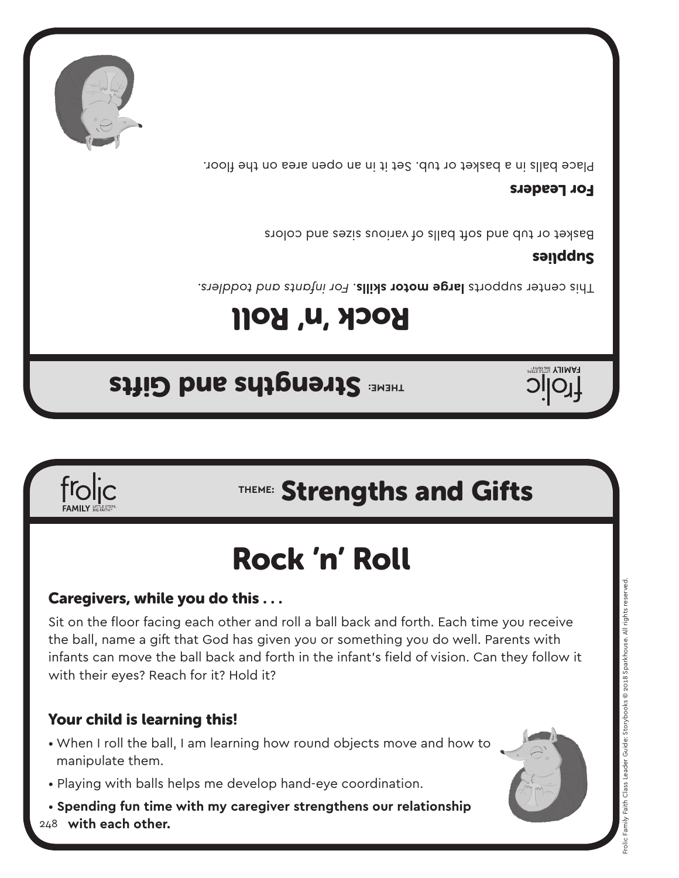**THEME:** Strengths and Gifts

# Rock 'n' Roll

This center supports **large motor skills**. *For infants and toddlers.*

## Supplies

Basket or tub and soft balls of various sizes and colors

## For Leaders

Place balls in a basket or tub. Set it in an open area on the floor.

**THEME:** Strengths and Gifts

# Rock 'n' Roll

## Caregivers, while you do this . . .

Sit on the floor facing each other and roll a ball back and forth. Each time you receive the ball, name a gift that God has given you or something you do well. Parents with infants can move the ball back and forth in the infant's field of vision. Can they follow it with their eyes? Reach for it? Hold it?

## Your child is learning this!

- When I roll the ball, I am learning how round objects move and how to manipulate them.
- Playing with balls helps me develop hand-eye coordination.
- **Spending fun time with my caregiver strengthens our relationship with each other.**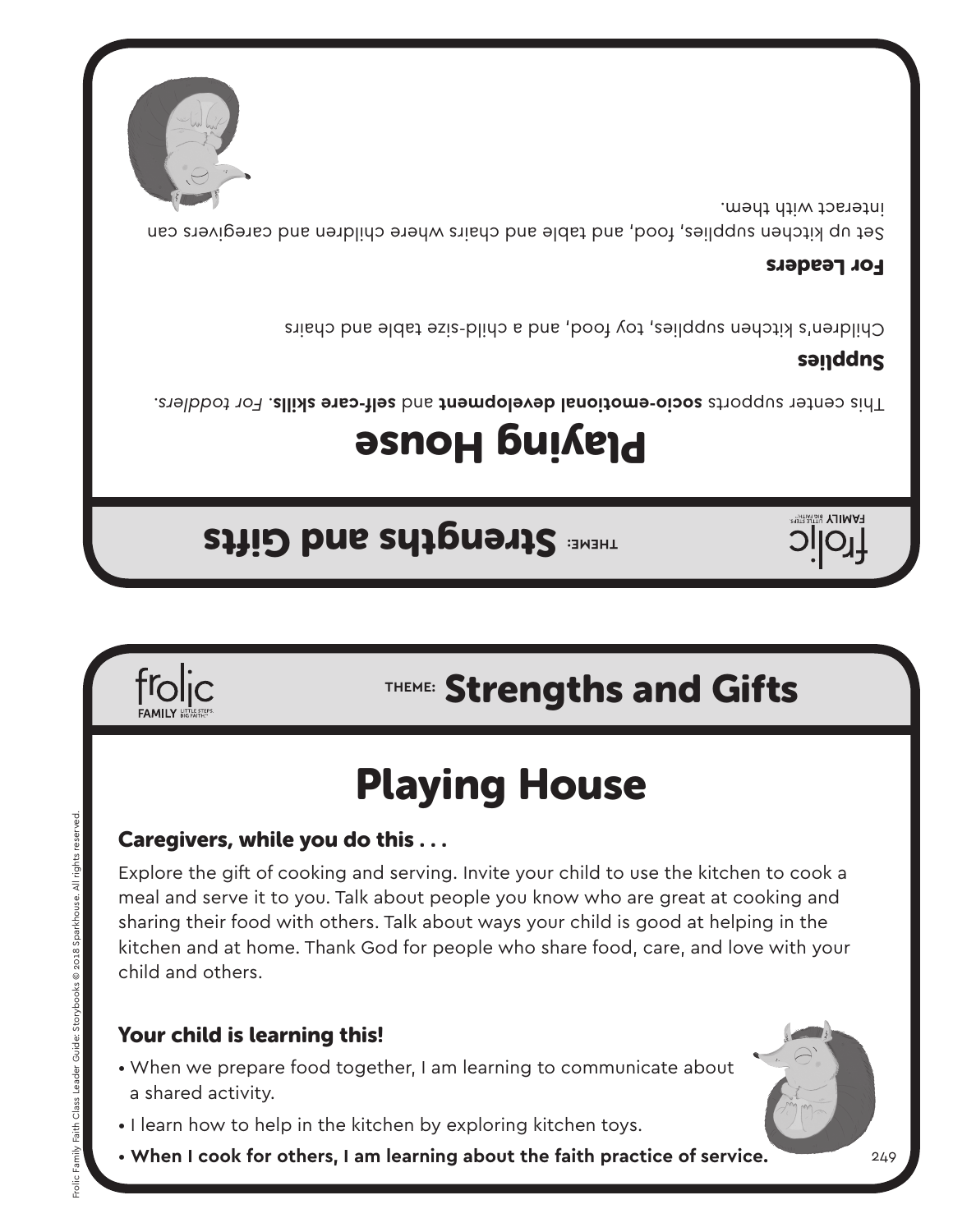frolic FAMILY LITTLE STEPS. BIG FAITH.

THEME: **Strengths and Gifts**

# Playing House

This center supports **socio-emotional development** and **self-care skills**. *For toddlers.*

## Supplies

Children's kitchen supplies, toy food, and a child-size table and chairs

## For Leaders

Set up kitchen supplies, food, and table and chairs where children and caregivers can interact with them.

---

frolic FAMILY LITTLE STEPS. BIG FAITH.

THEME: **Strengths and Gifts**

# Playing House

## Caregivers, while you do this . . .

Explore the gift of cooking and serving. Invite your child to use the kitchen to cook a meal and serve it to you. Talk about people you know who are great at cooking and sharing their food with others. Talk about ways your child is good at helping in the kitchen and at home. Thank God for people who share food, care, and love with your child and others.

## Your child is learning this!

- When we prepare food together, I am learning to communicate about a shared activity.
- I learn how to help in the kitchen by exploring kitchen toys.
- **When I cook for others, I am learning about the faith practice of service.**

Frolic Family Faith Class Leader Guide: Storybooks © 2018 Sparkhouse. All rights reserved.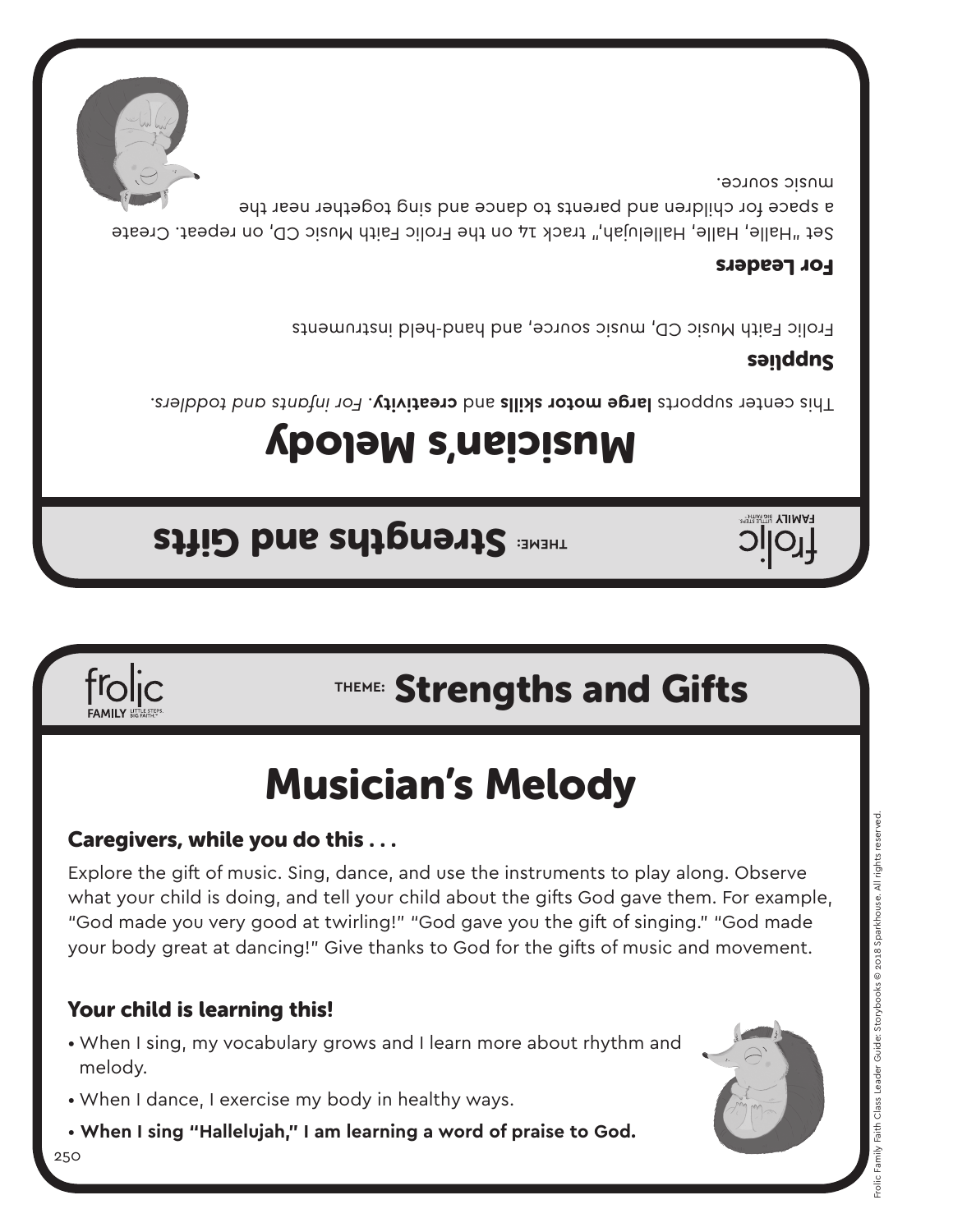frolic FAMILY LITTLE STEPS. BIG FAITH.™

THEME: **Strengths and Gifts**

# Musician's Melody

This center supports **large motor skills** and **creativity**. *For infants and toddlers.*

### Supplies

Frolic Faith Music CD, music source, and hand-held instruments

### For Leaders

Set "Halle, Halle, Hallelujah," track 14 on the Frolic Faith Music CD, on repeat. Create a space for children and parents to dance and sing together near the music source.

---

frolic FAMILY LITTLE STEPS. BIG FAITH.™

THEME: **Strengths and Gifts**

# Musician's Melody

### Caregivers, while you do this . . .

Explore the gift of music. Sing, dance, and use the instruments to play along. Observe what your child is doing, and tell your child about the gifts God gave them. For example, "God made you very good at twirling!" "God gave you the gift of singing." "God made your body great at dancing!" Give thanks to God for the gifts of music and movement.

### Your child is learning this!

- When I sing, my vocabulary grows and I learn more about rhythm and melody.
- When I dance, I exercise my body in healthy ways.
- **When I sing "Hallelujah," I am learning a word of praise to God.**

Frolic Family Faith Class Leader Guide: Storybooks © 2018 Sparkhouse. All rights reserved.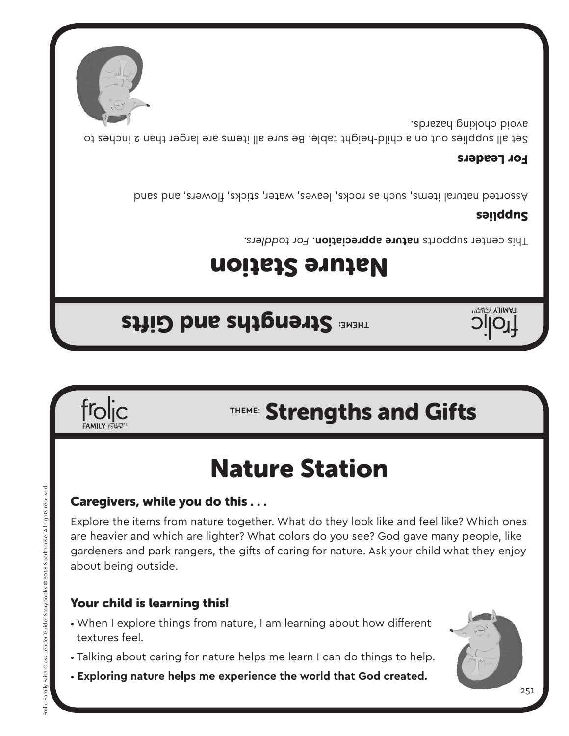THEME: Strengths and Gifts

# Nature Station

This center supports **nature appreciation**. *For toddlers.*

### Supplies

Assorted natural items, such as rocks, leaves, water, sticks, flowers, and sand

### For Leaders

Set all supplies out on a child-height table. Be sure all items are larger than 2 inches to avoid choking hazards.

THEME: Strengths and Gifts

# Nature Station

### Caregivers, while you do this . . .

Explore the items from nature together. What do they look like and feel like? Which ones are heavier and which are lighter? What colors do you see? God gave many people, like gardeners and park rangers, the gifts of caring for nature. Ask your child what they enjoy about being outside.

### Your child is learning this!

- When I explore things from nature, I am learning about how different textures feel.
- Talking about caring for nature helps me learn I can do things to help.
- **Exploring nature helps me experience the world that God created.**

Frolic Family Faith Class Leader Guide: Storybooks © 2018 Sparkhouse. All rights reserved.